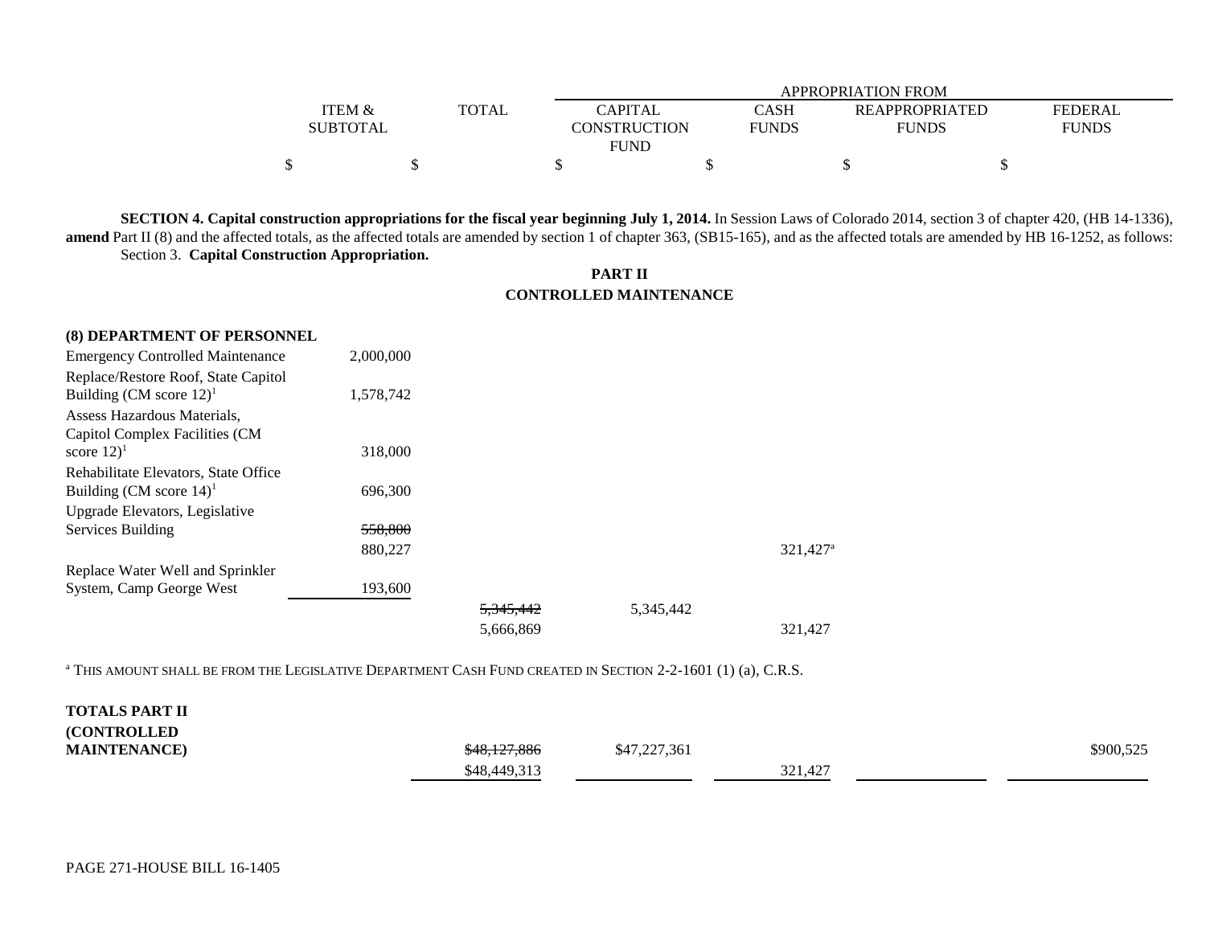| | ITEM & SUBTOTAL | TOTAL | APPROPRIATION FROM CAPITAL CONSTRUCTION FUND | CASH FUNDS | REAPPROPRIATED FUNDS | FEDERAL FUNDS |
|---|---|---|---|---|---|---|
| | $ | $ | $ | $ | $ | $ |

**SECTION 4. Capital construction appropriations for the fiscal year beginning July 1, 2014.** In Session Laws of Colorado 2014, section 3 of chapter 420, (HB 14-1336), **amend** Part II (8) and the affected totals, as the affected totals are amended by section 1 of chapter 363, (SB15-165), and as the affected totals are amended by HB 16-1252, as follows:

Section 3. **Capital Construction Appropriation.**

**PART II**
**CONTROLLED MAINTENANCE**

| | ITEM & SUBTOTAL | TOTAL | CAPITAL CONSTRUCTION FUND | CASH FUNDS | REAPPROPRIATED FUNDS | FEDERAL FUNDS |
|---|---|---|---|---|---|---|
| **(8) DEPARTMENT OF PERSONNEL** | | | | | | |
| Emergency Controlled Maintenance | 2,000,000 | | | | | |
| Replace/Restore Roof, State Capitol Building (CM score 12)[1] | 1,578,742 | | | | | |
| Assess Hazardous Materials, Capitol Complex Facilities (CM score 12)[1] | 318,000 | | | | | |
| Rehabilitate Elevators, State Office Building (CM score 14)[1] | 696,300 | | | | | |
| Upgrade Elevators, Legislative Services Building | ~~558,800~~ | | | | | |
| | 880,227 | | | 321,427[a] | | |
| Replace Water Well and Sprinkler System, Camp George West | 193,600 | | | | | |
| | | ~~5,345,442~~ | 5,345,442 | | | |
| | | 5,666,869 | | 321,427 | | |

[a] THIS AMOUNT SHALL BE FROM THE LEGISLATIVE DEPARTMENT CASH FUND CREATED IN SECTION 2-2-1601 (1) (a), C.R.S.

| | ITEM & SUBTOTAL | TOTAL | CAPITAL CONSTRUCTION FUND | CASH FUNDS | REAPPROPRIATED FUNDS | FEDERAL FUNDS |
|---|---|---|---|---|---|---|
| **TOTALS PART II (CONTROLLED MAINTENANCE)** | | ~~$48,127,886~~ | $47,227,361 | | | $900,525 |
| | | $48,449,313 | | 321,427 | | |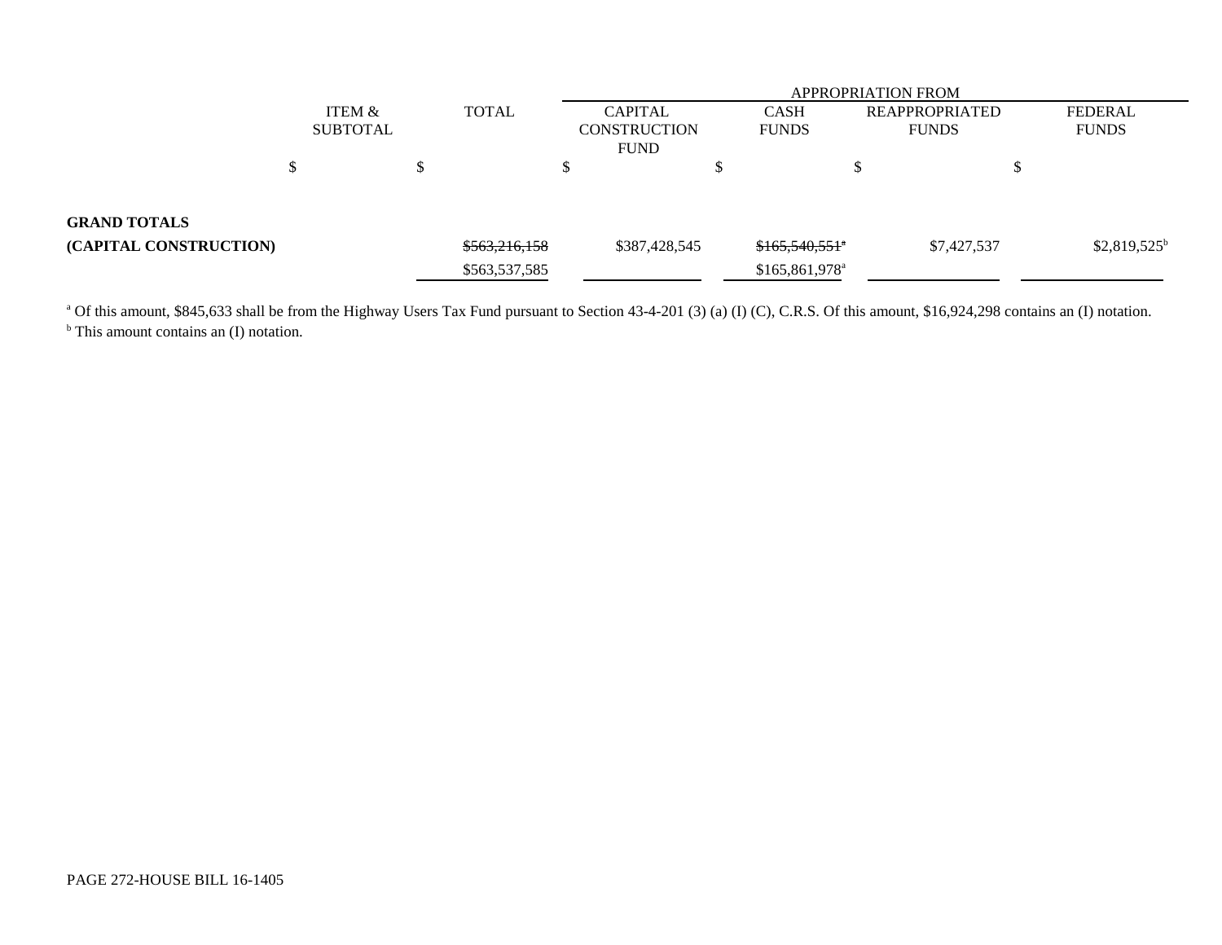| | ITEM & SUBTOTAL | TOTAL | APPROPRIATION FROM CAPITAL CONSTRUCTION FUND | CASH FUNDS | REAPPROPRIATED FUNDS | FEDERAL FUNDS |
|---|---|---|---|---|---|---|
| | $ | $ | $ | $ | $ | $ |
| **GRAND TOTALS** | | | | | | |
| **(CAPITAL CONSTRUCTION)** | | ~~$563,216,158~~ | $387,428,545 | ~~$165,540,551~~[a] | $7,427,537 | $2,819,525[b] |
| | | $563,537,585 | | $165,861,978[a] | | |

[a] Of this amount, $845,633 shall be from the Highway Users Tax Fund pursuant to Section 43-4-201 (3) (a) (I) (C), C.R.S. Of this amount, $16,924,298 contains an (I) notation.
[b] This amount contains an (I) notation.

PAGE 272-HOUSE BILL 16-1405